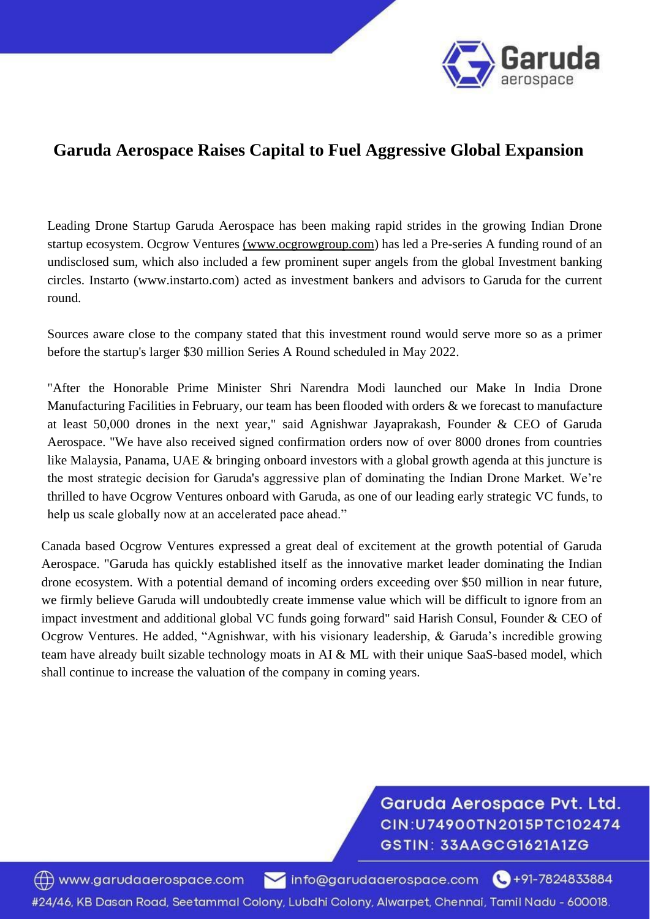# Garuda Aerospace Raises Capital to Fuel Aggressive Global Expansion

Leading Drone Startup Garuda Aerospace has been making rapid strides in the growing Indian Drone startup ecosystem. Ocgrow Ventures (www.ocgrowgroup.com) has led a Pre-series A funding round of an undisclosed sum, which also included a few prominent super angels from the global Investment banking circles. Instarto (www.instarto.com) acted as investment bankers and advisors to Garuda for the current round.

Sources aware close to the company stated that this investment round would serve more so as a primer before the startup's larger $30 million Series A Round scheduled in May 2022.

"After the Honorable Prime Minister Shri Narendra Modi launched our Make In India Drone Manufacturing Facilities in February, our team has been flooded with orders & we forecast to manufacture at least 50,000 drones in the next year," said Agnishwar Jayaprakash, Founder & CEO of Garuda Aerospace. "We have also received signed confirmation orders now of over 8000 drones from countries like Malaysia, Panama, UAE & bringing onboard investors with a global growth agenda at this juncture is the most strategic decision for Garuda's aggressive plan of dominating the Indian Drone Market. We're thrilled to have Ocgrow Ventures onboard with Garuda, as one of our leading early strategic VC funds, to help us scale globally now at an accelerated pace ahead."

Canada based Ocgrow Ventures expressed a great deal of excitement at the growth potential of Garuda Aerospace. "Garuda has quickly established itself as the innovative market leader dominating the Indian drone ecosystem. With a potential demand of incoming orders exceeding over $50 million in near future, we firmly believe Garuda will undoubtedly create immense value which will be difficult to ignore from an impact investment and additional global VC funds going forward" said Harish Consul, Founder & CEO of Ocgrow Ventures. He added, "Agnishwar, with his visionary leadership, & Garuda's incredible growing team have already built sizable technology moats in AI & ML with their unique SaaS-based model, which shall continue to increase the valuation of the company in coming years.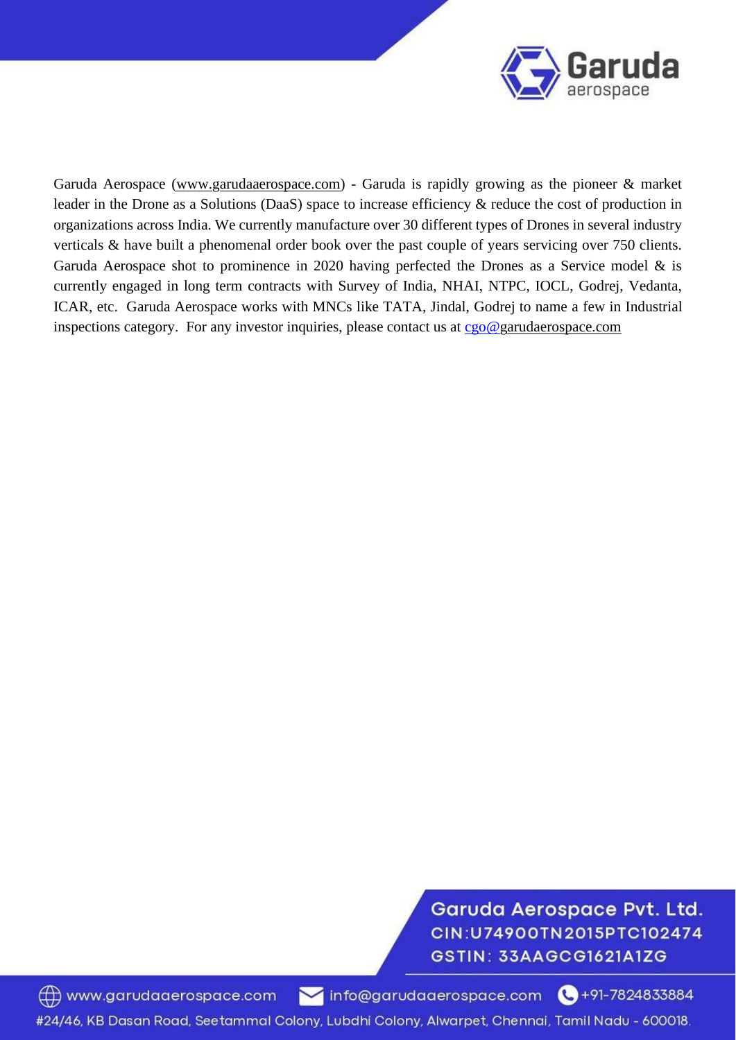Garuda Aerospace (www.garudaaerospace.com) - Garuda is rapidly growing as the pioneer & market leader in the Drone as a Solutions (DaaS) space to increase efficiency & reduce the cost of production in organizations across India. We currently manufacture over 30 different types of Drones in several industry verticals & have built a phenomenal order book over the past couple of years servicing over 750 clients. Garuda Aerospace shot to prominence in 2020 having perfected the Drones as a Service model & is currently engaged in long term contracts with Survey of India, NHAI, NTPC, IOCL, Godrej, Vedanta, ICAR, etc. Garuda Aerospace works with MNCs like TATA, Jindal, Godrej to name a few in Industrial inspections category. For any investor inquiries, please contact us at cgo@garudaerospace.com